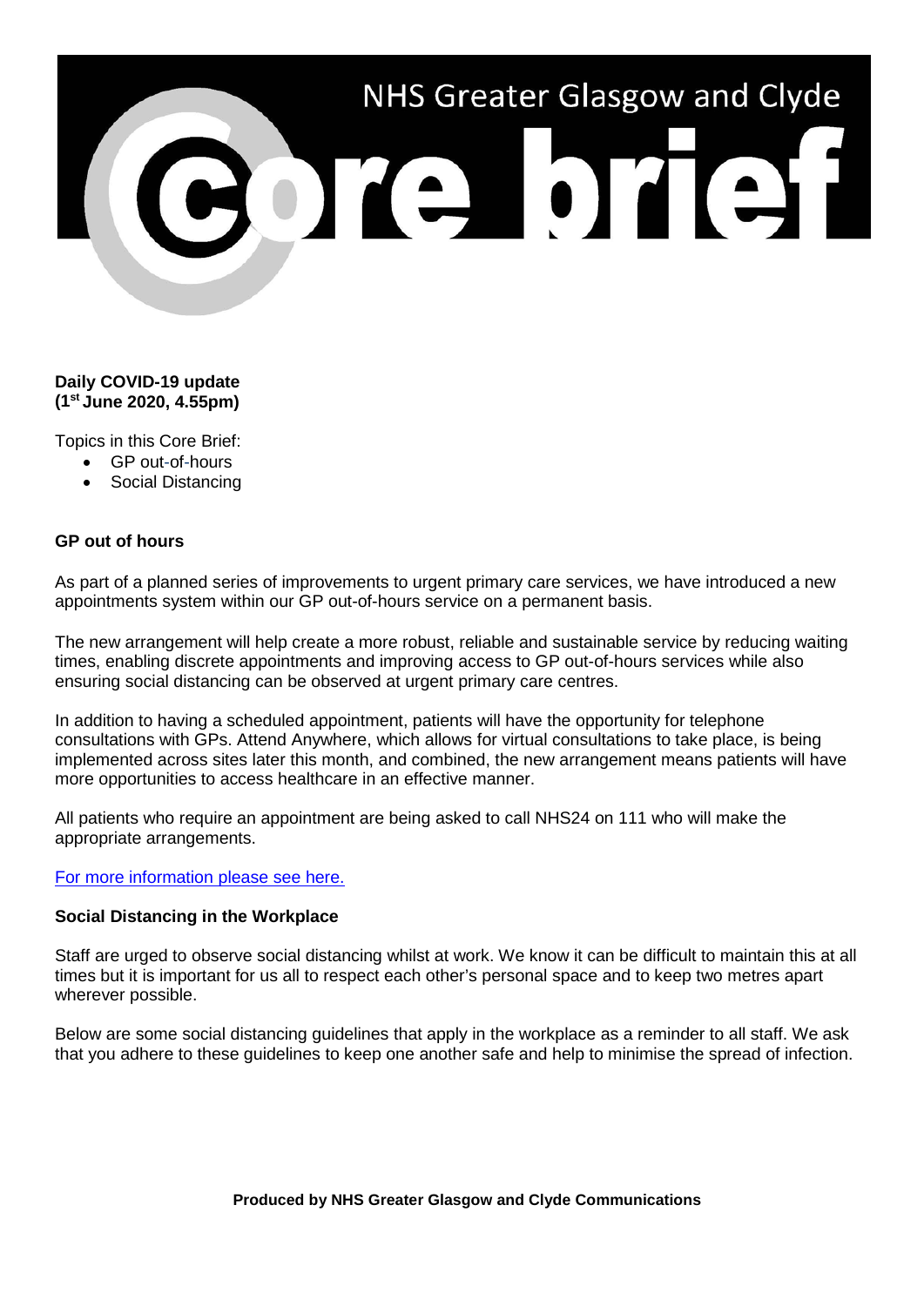# NHS Greater Glasgow and Clyde Core brief

**Daily COVID-19 update**
**(1st June 2020, 4.55pm)**

Topics in this Core Brief:

- GP out-of-hours
- Social Distancing

**GP out of hours**

As part of a planned series of improvements to urgent primary care services, we have introduced a new appointments system within our GP out-of-hours service on a permanent basis.

The new arrangement will help create a more robust, reliable and sustainable service by reducing waiting times, enabling discrete appointments and improving access to GP out-of-hours services while also ensuring social distancing can be observed at urgent primary care centres.

In addition to having a scheduled appointment, patients will have the opportunity for telephone consultations with GPs. Attend Anywhere, which allows for virtual consultations to take place, is being implemented across sites later this month, and combined, the new arrangement means patients will have more opportunities to access healthcare in an effective manner.

All patients who require an appointment are being asked to call NHS24 on 111 who will make the appropriate arrangements.

For more information please see here.

**Social Distancing in the Workplace**

Staff are urged to observe social distancing whilst at work. We know it can be difficult to maintain this at all times but it is important for us all to respect each other's personal space and to keep two metres apart wherever possible.

Below are some social distancing guidelines that apply in the workplace as a reminder to all staff. We ask that you adhere to these guidelines to keep one another safe and help to minimise the spread of infection.

**Produced by NHS Greater Glasgow and Clyde Communications**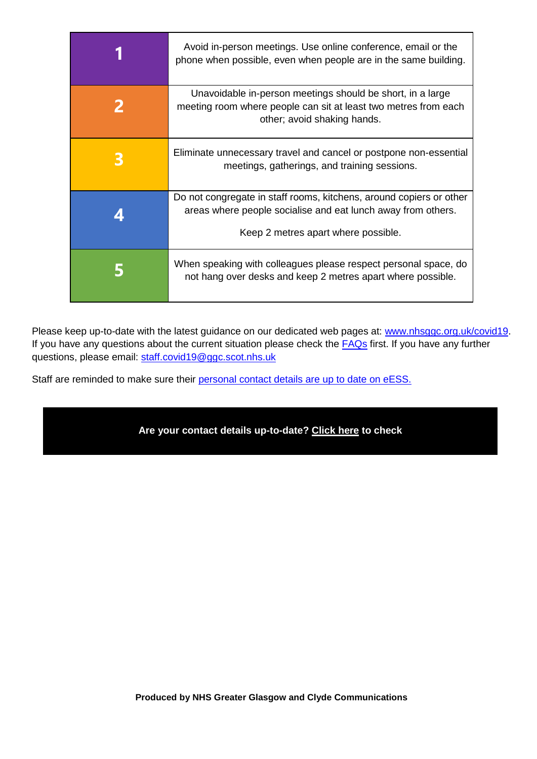| | |
|---|---|
| 1 | Avoid in-person meetings. Use online conference, email or the phone when possible, even when people are in the same building. |
| 2 | Unavoidable in-person meetings should be short, in a large meeting room where people can sit at least two metres from each other; avoid shaking hands. |
| 3 | Eliminate unnecessary travel and cancel or postpone non-essential meetings, gatherings, and training sessions. |
| 4 | Do not congregate in staff rooms, kitchens, around copiers or other areas where people socialise and eat lunch away from others. Keep 2 metres apart where possible. |
| 5 | When speaking with colleagues please respect personal space, do not hang over desks and keep 2 metres apart where possible. |

Please keep up-to-date with the latest guidance on our dedicated web pages at: www.nhsggc.org.uk/covid19. If you have any questions about the current situation please check the FAQs first. If you have any further questions, please email: staff.covid19@ggc.scot.nhs.uk

Staff are reminded to make sure their personal contact details are up to date on eESS.

**Are your contact details up-to-date? Click here to check**

**Produced by NHS Greater Glasgow and Clyde Communications**